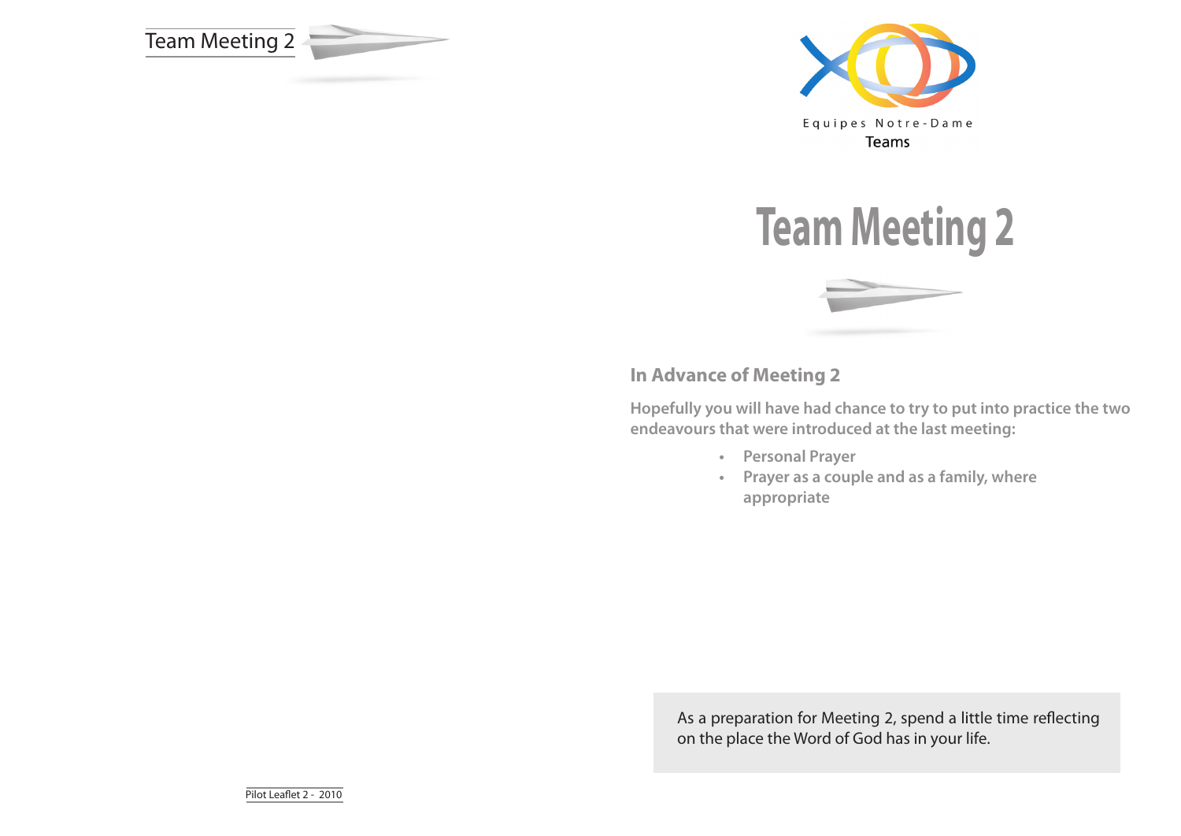Team Meeting 2

Equipes Notre-Dame

Teams

# Team Meeting 2

## In Advance of Meeting 2

**Hopefully you will have had chance to try to put into practice the two endeavours that were introduced at the last meeting:**

- **Personal Prayer**
- **Prayer as a couple and as a family, where appropriate**

As a preparation for Meeting 2, spend a little time reflecting on the place the Word of God has in your life.

Pilot Leaflet 2 - 2010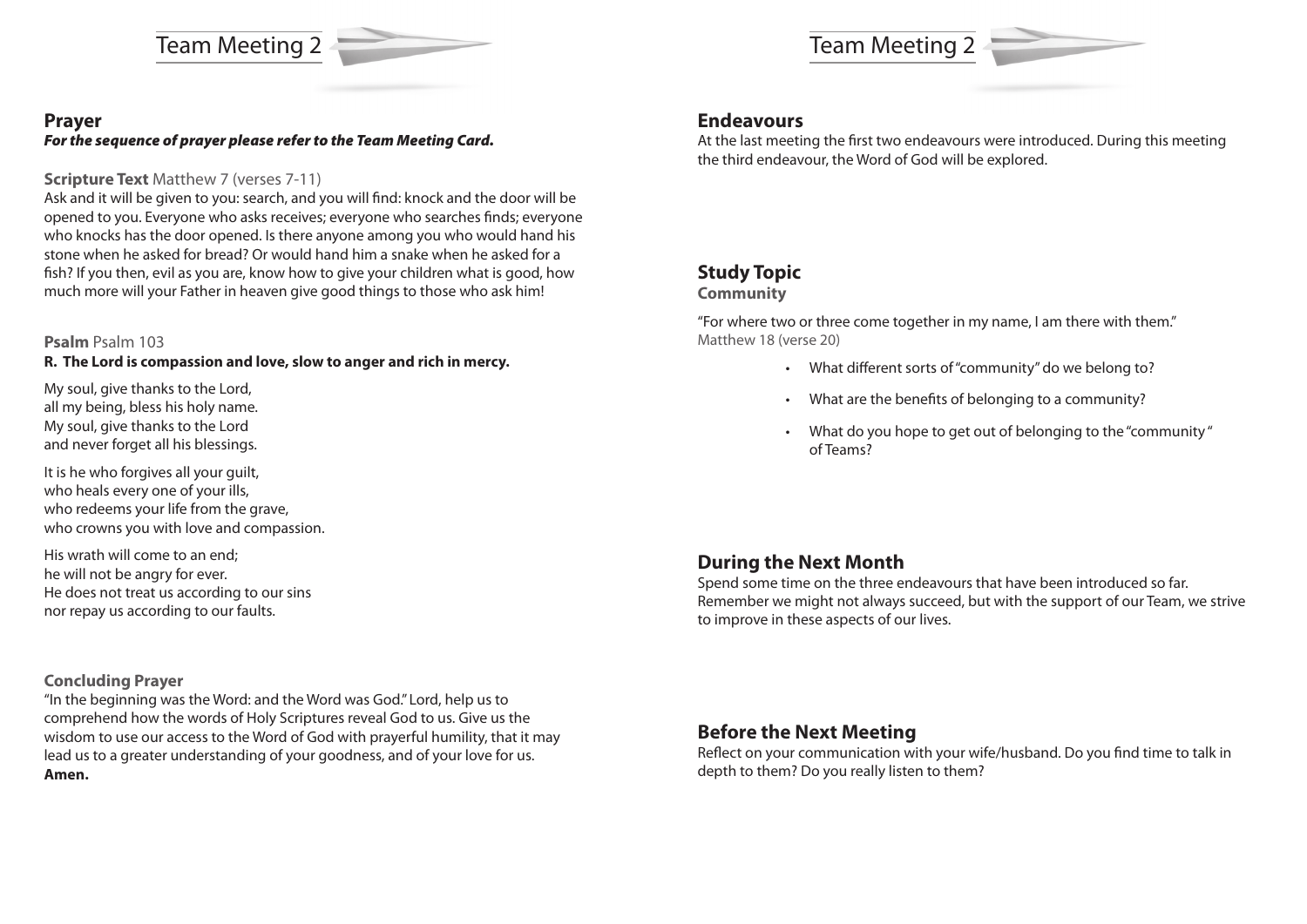# Team Meeting 2

## Prayer

***For the sequence of prayer please refer to the Team Meeting Card.***

**Scripture Text** Matthew 7 (verses 7-11)

Ask and it will be given to you: search, and you will find: knock and the door will be opened to you. Everyone who asks receives; everyone who searches finds; everyone who knocks has the door opened. Is there anyone among you who would hand his stone when he asked for bread? Or would hand him a snake when he asked for a fish? If you then, evil as you are, know how to give your children what is good, how much more will your Father in heaven give good things to those who ask him!

**Psalm** Psalm 103

**R. The Lord is compassion and love, slow to anger and rich in mercy.**

My soul, give thanks to the Lord,
all my being, bless his holy name.
My soul, give thanks to the Lord
and never forget all his blessings.

It is he who forgives all your guilt,
who heals every one of your ills,
who redeems your life from the grave,
who crowns you with love and compassion.

His wrath will come to an end;
he will not be angry for ever.
He does not treat us according to our sins
nor repay us according to our faults.

**Concluding Prayer**

"In the beginning was the Word: and the Word was God." Lord, help us to comprehend how the words of Holy Scriptures reveal God to us. Give us the wisdom to use our access to the Word of God with prayerful humility, that it may lead us to a greater understanding of your goodness, and of your love for us.
**Amen.**

# Team Meeting 2

## Endeavours

At the last meeting the first two endeavours were introduced. During this meeting the third endeavour, the Word of God will be explored.

## Study Topic

**Community**

"For where two or three come together in my name, I am there with them."
Matthew 18 (verse 20)

- What different sorts of "community" do we belong to?
- What are the benefits of belonging to a community?
- What do you hope to get out of belonging to the "community" of Teams?

## During the Next Month

Spend some time on the three endeavours that have been introduced so far. Remember we might not always succeed, but with the support of our Team, we strive to improve in these aspects of our lives.

## Before the Next Meeting

Reflect on your communication with your wife/husband. Do you find time to talk in depth to them? Do you really listen to them?